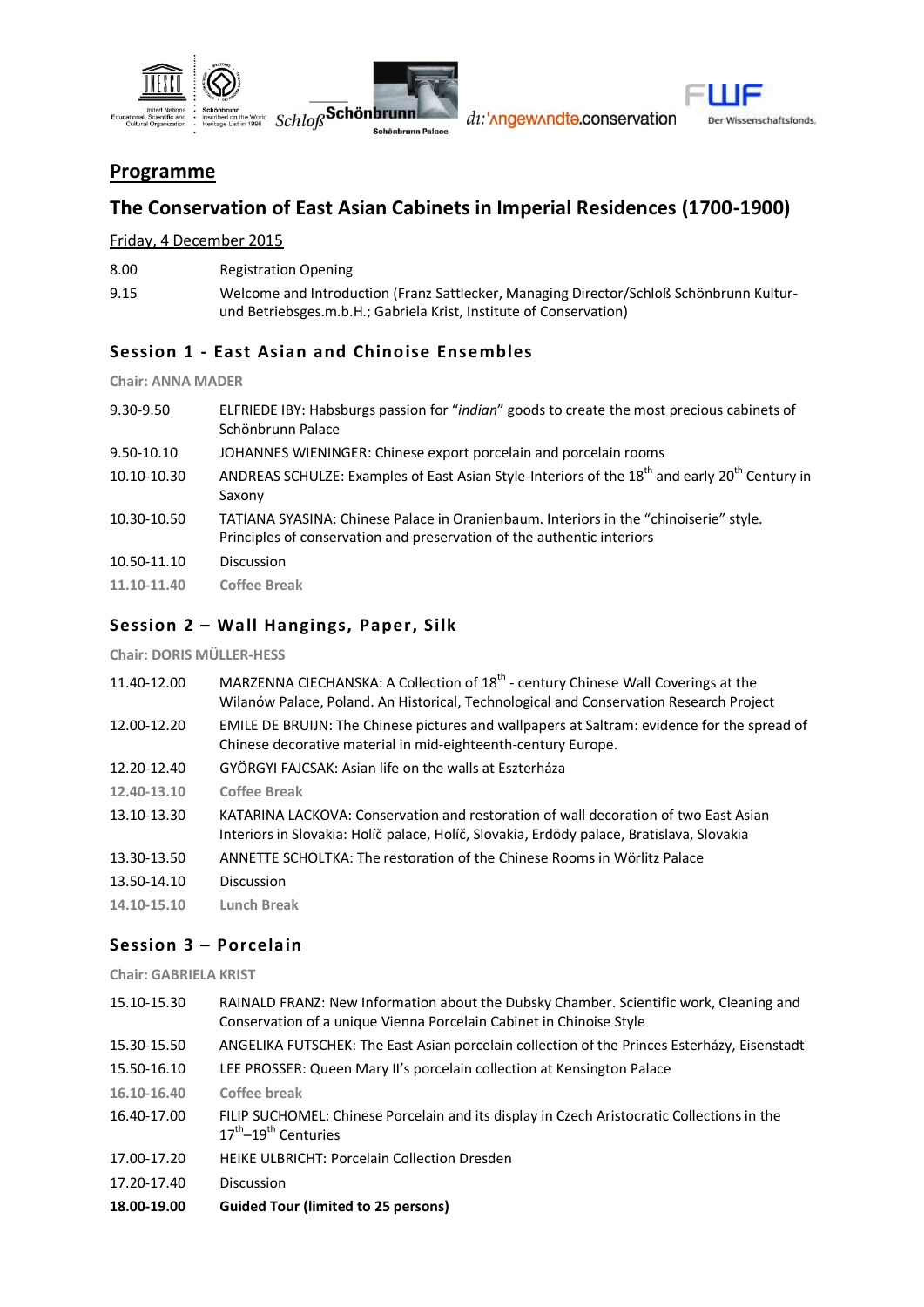## Programme

## The Conservation of East Asian Cabinets in Imperial Residences (1700-1900)

Friday, 4 December 2015

| | |
|---|---|
| 8.00 | Registration Opening |
| 9.15 | Welcome and Introduction (Franz Sattlecker, Managing Director/Schloß Schönbrunn Kultur- und Betriebsges.m.b.H.; Gabriela Krist, Institute of Conservation) |

### Session 1 - East Asian and Chinoise Ensembles

**Chair: ANNA MADER**

| | |
|---|---|
| 9.30-9.50 | ELFRIEDE IBY: Habsburgs passion for "*indian*" goods to create the most precious cabinets of Schönbrunn Palace |
| 9.50-10.10 | JOHANNES WIENINGER: Chinese export porcelain and porcelain rooms |
| 10.10-10.30 | ANDREAS SCHULZE: Examples of East Asian Style-Interiors of the 18th and early 20th Century in Saxony |
| 10.30-10.50 | TATIANA SYASINA: Chinese Palace in Oranienbaum. Interiors in the "chinoiserie" style. Principles of conservation and preservation of the authentic interiors |
| 10.50-11.10 | Discussion |
| **11.10-11.40** | **Coffee Break** |

### Session 2 – Wall Hangings, Paper, Silk

**Chair: DORIS MÜLLER-HESS**

| | |
|---|---|
| 11.40-12.00 | MARZENNA CIECHANSKA: A Collection of 18th - century Chinese Wall Coverings at the Wilanów Palace, Poland. An Historical, Technological and Conservation Research Project |
| 12.00-12.20 | EMILE DE BRUIJN: The Chinese pictures and wallpapers at Saltram: evidence for the spread of Chinese decorative material in mid-eighteenth-century Europe. |
| 12.20-12.40 | GYÖRGYI FAJCSAK: Asian life on the walls at Eszterháza |
| **12.40-13.10** | **Coffee Break** |
| 13.10-13.30 | KATARINA LACKOVA: Conservation and restoration of wall decoration of two East Asian Interiors in Slovakia: Holíč palace, Holíč, Slovakia, Erdödy palace, Bratislava, Slovakia |
| 13.30-13.50 | ANNETTE SCHOLTKA: The restoration of the Chinese Rooms in Wörlitz Palace |
| 13.50-14.10 | Discussion |
| **14.10-15.10** | **Lunch Break** |

### Session 3 – Porcelain

**Chair: GABRIELA KRIST**

| | |
|---|---|
| 15.10-15.30 | RAINALD FRANZ: New Information about the Dubsky Chamber. Scientific work, Cleaning and Conservation of a unique Vienna Porcelain Cabinet in Chinoise Style |
| 15.30-15.50 | ANGELIKA FUTSCHEK: The East Asian porcelain collection of the Princes Esterházy, Eisenstadt |
| 15.50-16.10 | LEE PROSSER: Queen Mary II's porcelain collection at Kensington Palace |
| **16.10-16.40** | **Coffee break** |
| 16.40-17.00 | FILIP SUCHOMEL: Chinese Porcelain and its display in Czech Aristocratic Collections in the 17th–19th Centuries |
| 17.00-17.20 | HEIKE ULBRICHT: Porcelain Collection Dresden |
| 17.20-17.40 | Discussion |
| **18.00-19.00** | **Guided Tour (limited to 25 persons)** |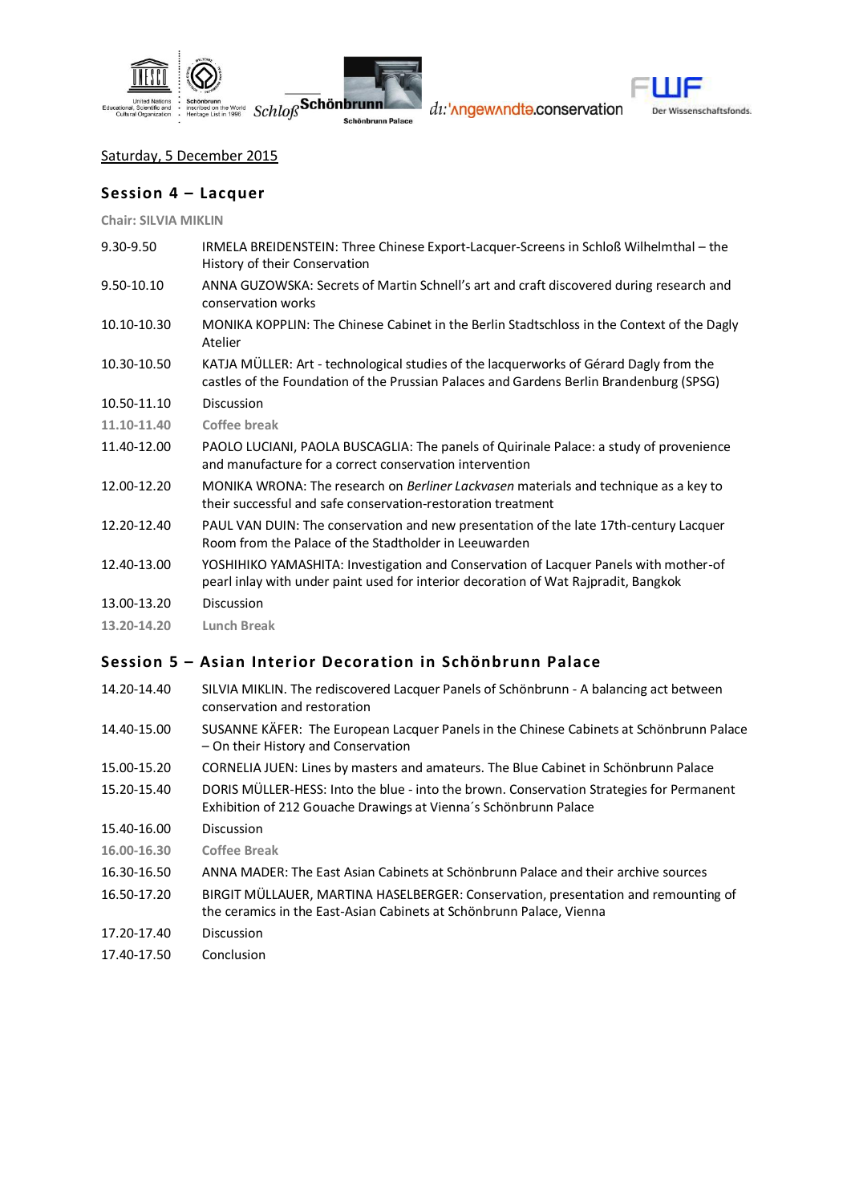Saturday, 5 December 2015

## Session 4 – Lacquer

**Chair: SILVIA MIKLIN**

| | |
|---|---|
| 9.30-9.50 | IRMELA BREIDENSTEIN: Three Chinese Export-Lacquer-Screens in Schloß Wilhelmthal – the History of their Conservation |
| 9.50-10.10 | ANNA GUZOWSKA: Secrets of Martin Schnell's art and craft discovered during research and conservation works |
| 10.10-10.30 | MONIKA KOPPLIN: The Chinese Cabinet in the Berlin Stadtschloss in the Context of the Dagly Atelier |
| 10.30-10.50 | KATJA MÜLLER: Art - technological studies of the lacquerworks of Gérard Dagly from the castles of the Foundation of the Prussian Palaces and Gardens Berlin Brandenburg (SPSG) |
| 10.50-11.10 | Discussion |
| 11.10-11.40 | Coffee break |
| 11.40-12.00 | PAOLO LUCIANI, PAOLA BUSCAGLIA: The panels of Quirinale Palace: a study of provenience and manufacture for a correct conservation intervention |
| 12.00-12.20 | MONIKA WRONA: The research on *Berliner Lackvasen* materials and technique as a key to their successful and safe conservation-restoration treatment |
| 12.20-12.40 | PAUL VAN DUIN: The conservation and new presentation of the late 17th-century Lacquer Room from the Palace of the Stadtholder in Leeuwarden |
| 12.40-13.00 | YOSHIHIKO YAMASHITA: Investigation and Conservation of Lacquer Panels with mother-of pearl inlay with under paint used for interior decoration of Wat Rajpradit, Bangkok |
| 13.00-13.20 | Discussion |
| 13.20-14.20 | Lunch Break |

## Session 5 – Asian Interior Decoration in Schönbrunn Palace

| | |
|---|---|
| 14.20-14.40 | SILVIA MIKLIN. The rediscovered Lacquer Panels of Schönbrunn - A balancing act between conservation and restoration |
| 14.40-15.00 | SUSANNE KÄFER: The European Lacquer Panels in the Chinese Cabinets at Schönbrunn Palace – On their History and Conservation |
| 15.00-15.20 | CORNELIA JUEN: Lines by masters and amateurs. The Blue Cabinet in Schönbrunn Palace |
| 15.20-15.40 | DORIS MÜLLER-HESS: Into the blue - into the brown. Conservation Strategies for Permanent Exhibition of 212 Gouache Drawings at Vienna´s Schönbrunn Palace |
| 15.40-16.00 | Discussion |
| 16.00-16.30 | Coffee Break |
| 16.30-16.50 | ANNA MADER: The East Asian Cabinets at Schönbrunn Palace and their archive sources |
| 16.50-17.20 | BIRGIT MÜLLAUER, MARTINA HASELBERGER: Conservation, presentation and remounting of the ceramics in the East-Asian Cabinets at Schönbrunn Palace, Vienna |
| 17.20-17.40 | Discussion |
| 17.40-17.50 | Conclusion |